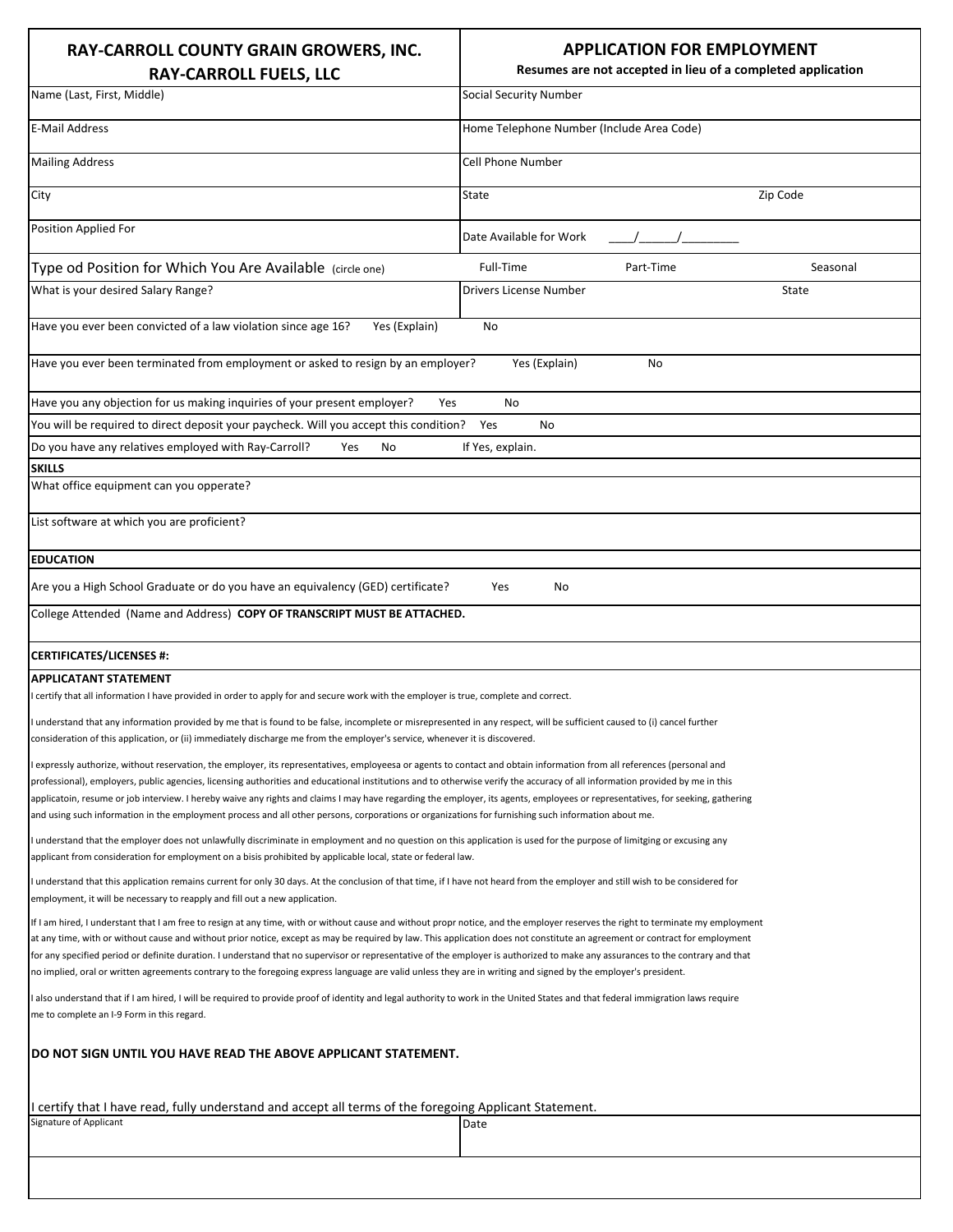# RAY-CARROLL COUNTY GRAIN GROWERS, INC.
# RAY-CARROLL FUELS, LLC

## APPLICATION FOR EMPLOYMENT

**Resumes are not accepted in lieu of a completed application**

| | |
|---|---|
| Name (Last, First, Middle) | Social Security Number |
| E-Mail Address | Home Telephone Number (Include Area Code) |
| Mailing Address | Cell Phone Number |
| City | State &nbsp;&nbsp;&nbsp;&nbsp; Zip Code |
| Position Applied For | Date Available for Work ____/______/_________ |

Type od Position for Which You Are Available (circle one) &nbsp;&nbsp; Full-Time &nbsp;&nbsp; Part-Time &nbsp;&nbsp; Seasonal

| | |
|---|---|
| What is your desired Salary Range? | Drivers License Number &nbsp;&nbsp;&nbsp;&nbsp; State |

Have you ever been convicted of a law violation since age 16? &nbsp;&nbsp; Yes (Explain) &nbsp;&nbsp; No

Have you ever been terminated from employment or asked to resign by an employer? &nbsp;&nbsp; Yes (Explain) &nbsp;&nbsp; No

Have you any objection for us making inquiries of your present employer? &nbsp;&nbsp; Yes &nbsp;&nbsp; No

You will be required to direct deposit your paycheck. Will you accept this condition? &nbsp;&nbsp; Yes &nbsp;&nbsp; No

Do you have any relatives employed with Ray-Carroll? &nbsp;&nbsp; Yes &nbsp;&nbsp; No &nbsp;&nbsp; If Yes, explain.

**SKILLS**

What office equipment can you opperate?

List software at which you are proficient?

**EDUCATION**

Are you a High School Graduate or do you have an equivalency (GED) certificate? &nbsp;&nbsp; Yes &nbsp;&nbsp; No

College Attended (Name and Address) **COPY OF TRANSCRIPT MUST BE ATTACHED.**

**CERTIFICATES/LICENSES #:**

**APPLICATANT STATEMENT**

I certify that all information I have provided in order to apply for and secure work with the employer is true, complete and correct.

I understand that any information provided by me that is found to be false, incomplete or misrepresented in any respect, will be sufficient caused to (i) cancel further consideration of this application, or (ii) immediately discharge me from the employer's service, whenever it is discovered.

I expressly authorize, without reservation, the employer, its representatives, employeesa or agents to contact and obtain information from all references (personal and professional), employers, public agencies, licensing authorities and educational institutions and to otherwise verify the accuracy of all information provided by me in this applicatoin, resume or job interview. I hereby waive any rights and claims I may have regarding the employer, its agents, employees or representatives, for seeking, gathering and using such information in the employment process and all other persons, corporations or organizations for furnishing such information about me.

I understand that the employer does not unlawfully discriminate in employment and no question on this application is used for the purpose of limitging or excusing any applicant from consideration for employment on a bisis prohibited by applicable local, state or federal law.

I understand that this application remains current for only 30 days. At the conclusion of that time, if I have not heard from the employer and still wish to be considered for employment, it will be necessary to reapply and fill out a new application.

If I am hired, I understand that I am free to resign at any time, with or without cause and without propr notice, and the employer reserves the right to terminate my employment at any time, with or without cause and without prior notice, except as may be required by law. This application does not constitute an agreement or contract for employment for any specified period or definite duration. I understand that no supervisor or representative of the employer is authorized to make any assurances to the contrary and that no implied, oral or written agreements contrary to the foregoing express language are valid unless they are in writing and signed by the employer's president.

I also understand that if I am hired, I will be required to provide proof of identity and legal authority to work in the United States and that federal immigration laws require me to complete an I-9 Form in this regard.

**DO NOT SIGN UNTIL YOU HAVE READ THE ABOVE APPLICANT STATEMENT.**

I certify that I have read, fully understand and accept all terms of the foregoing Applicant Statement.

| | |
|---|---|
| Signature of Applicant | Date |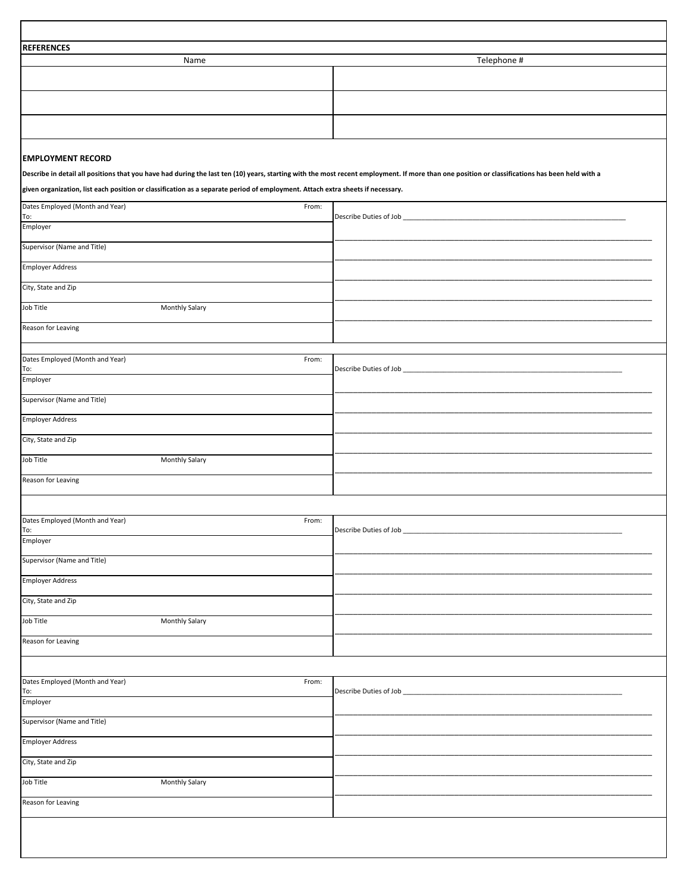## REFERENCES

| Name | Telephone # |
| --- | --- |
| | |
| | |
| | |

## EMPLOYMENT RECORD

**Describe in detail all positions that you have had during the last ten (10) years, starting with the most recent employment. If more than one position or classifications has been held with a given organization, list each position or classification as a separate period of employment. Attach extra sheets if necessary.**

| | |
| --- | --- |
| Dates Employed (Month and Year) From: To: | Describe Duties of Job ______________________________ |
| Employer | ______________________________ |
| Supervisor (Name and Title) | ______________________________ |
| Employer Address | ______________________________ |
| City, State and Zip | ______________________________ |
| Job Title Monthly Salary | ______________________________ |
| Reason for Leaving | |

| | |
| --- | --- |
| Dates Employed (Month and Year) From: To: | Describe Duties of Job ______________________________ |
| Employer | ______________________________ |
| Supervisor (Name and Title) | ______________________________ |
| Employer Address | ______________________________ |
| City, State and Zip | ______________________________ |
| Job Title Monthly Salary | ______________________________ |
| Reason for Leaving | |

| | |
| --- | --- |
| Dates Employed (Month and Year) From: To: | Describe Duties of Job ______________________________ |
| Employer | ______________________________ |
| Supervisor (Name and Title) | ______________________________ |
| Employer Address | ______________________________ |
| City, State and Zip | ______________________________ |
| Job Title Monthly Salary | ______________________________ |
| Reason for Leaving | |

| | |
| --- | --- |
| Dates Employed (Month and Year) From: To: | Describe Duties of Job ______________________________ |
| Employer | ______________________________ |
| Supervisor (Name and Title) | ______________________________ |
| Employer Address | ______________________________ |
| City, State and Zip | ______________________________ |
| Job Title Monthly Salary | ______________________________ |
| Reason for Leaving | |